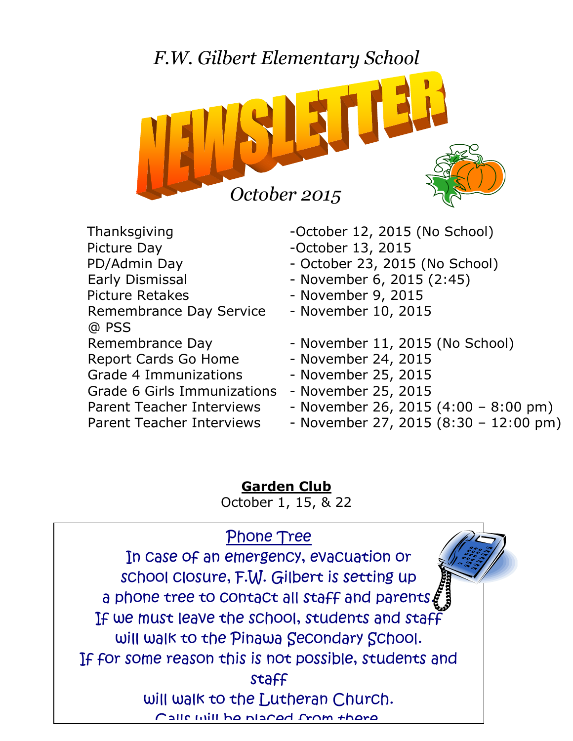*F.W. Gilbert Elementary School*

# NEWSLETTER

*October 2015*

| | |
|---|---|
| Thanksgiving | -October 12, 2015 (No School) |
| Picture Day | -October 13, 2015 |
| PD/Admin Day | - October 23, 2015 (No School) |
| Early Dismissal | - November 6, 2015 (2:45) |
| Picture Retakes | - November 9, 2015 |
| Remembrance Day Service @ PSS | - November 10, 2015 |
| Remembrance Day | - November 11, 2015 (No School) |
| Report Cards Go Home | - November 24, 2015 |
| Grade 4 Immunizations | - November 25, 2015 |
| Grade 6 Girls Immunizations | - November 25, 2015 |
| Parent Teacher Interviews | - November 26, 2015 (4:00 – 8:00 pm) |
| Parent Teacher Interviews | - November 27, 2015 (8:30 – 12:00 pm) |

**Garden Club**

October 1, 15, & 22

## Phone Tree

In case of an emergency, evacuation or school closure, F.W. Gilbert is setting up a phone tree to contact all staff and parents. If we must leave the school, students and staff will walk to the Pinawa Secondary School. If for some reason this is not possible, students and staff will walk to the Lutheran Church. Calls will be placed from there.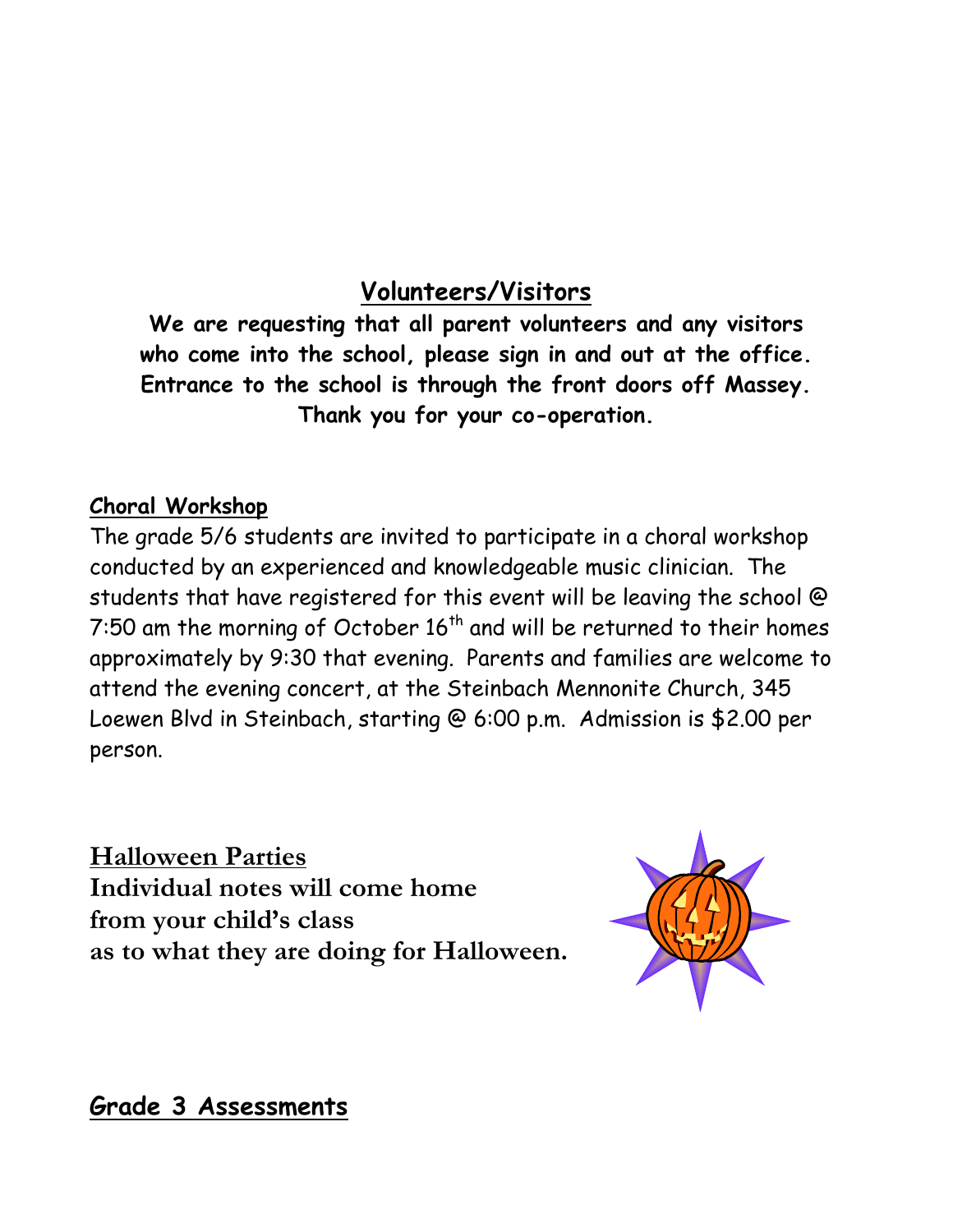## Volunteers/Visitors

**We are requesting that all parent volunteers and any visitors who come into the school, please sign in and out at the office. Entrance to the school is through the front doors off Massey. Thank you for your co-operation.**

### Choral Workshop

The grade 5/6 students are invited to participate in a choral workshop conducted by an experienced and knowledgeable music clinician. The students that have registered for this event will be leaving the school @ 7:50 am the morning of October 16th and will be returned to their homes approximately by 9:30 that evening. Parents and families are welcome to attend the evening concert, at the Steinbach Mennonite Church, 345 Loewen Blvd in Steinbach, starting @ 6:00 p.m. Admission is $2.00 per person.

### Halloween Parties

**Individual notes will come home from your child's class as to what they are doing for Halloween.**

### Grade 3 Assessments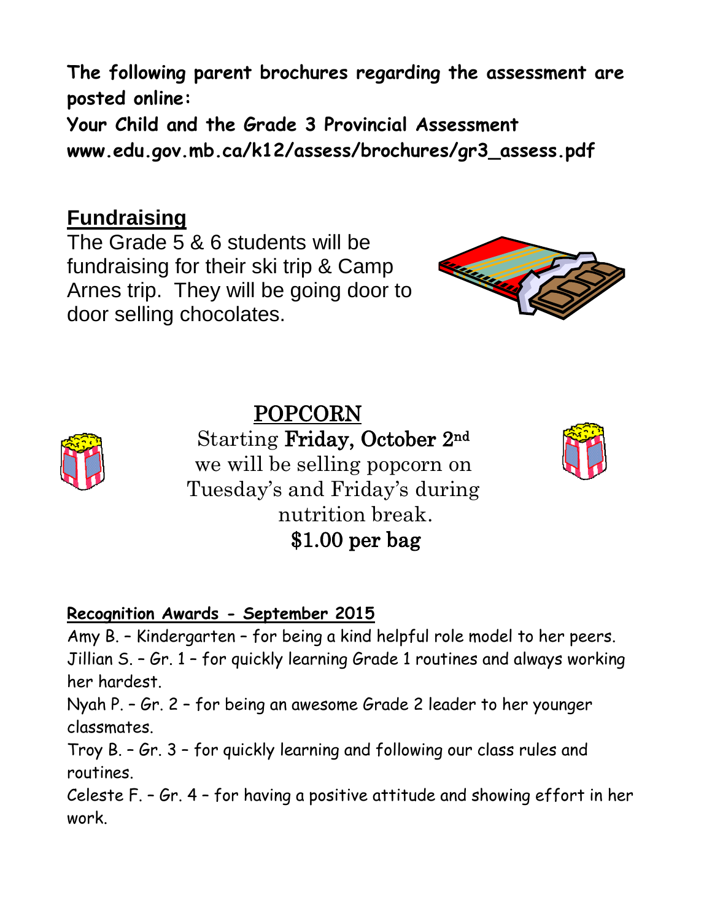**The following parent brochures regarding the assessment are posted online:**
**Your Child and the Grade 3 Provincial Assessment**
**www.edu.gov.mb.ca/k12/assess/brochures/gr3_assess.pdf**

## Fundraising

The Grade 5 & 6 students will be fundraising for their ski trip & Camp Arnes trip. They will be going door to door selling chocolates.

## POPCORN

Starting **Friday, October 2nd** we will be selling popcorn on Tuesday's and Friday's during nutrition break.
**$1.00 per bag**

**Recognition Awards - September 2015**

Amy B. – Kindergarten – for being a kind helpful role model to her peers.
Jillian S. – Gr. 1 – for quickly learning Grade 1 routines and always working her hardest.
Nyah P. – Gr. 2 – for being an awesome Grade 2 leader to her younger classmates.
Troy B. – Gr. 3 – for quickly learning and following our class rules and routines.
Celeste F. – Gr. 4 – for having a positive attitude and showing effort in her work.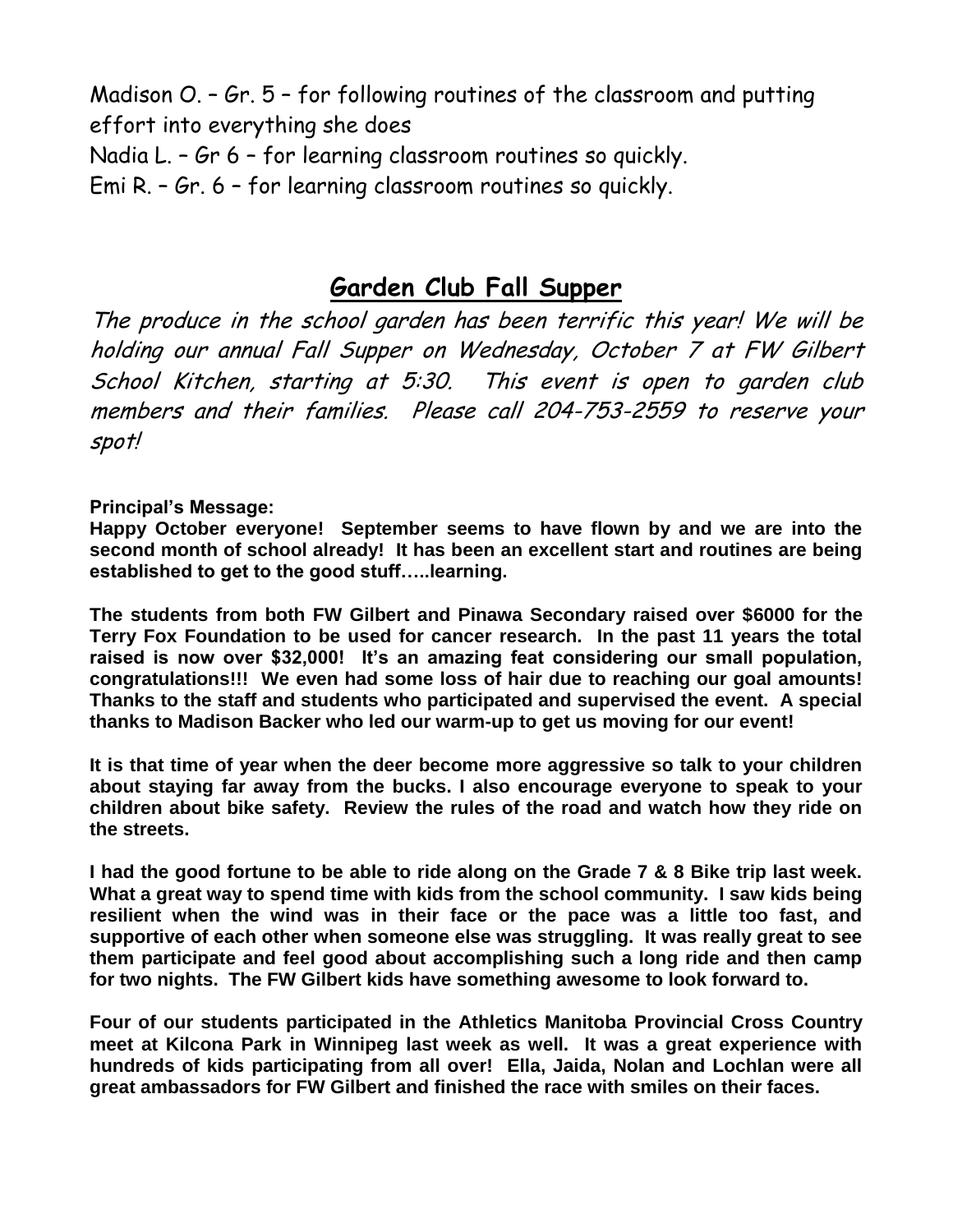Madison O. – Gr. 5 – for following routines of the classroom and putting effort into everything she does

Nadia L. – Gr 6 – for learning classroom routines so quickly.

Emi R. – Gr. 6 – for learning classroom routines so quickly.

## Garden Club Fall Supper

*The produce in the school garden has been terrific this year! We will be holding our annual Fall Supper on Wednesday, October 7 at FW Gilbert School Kitchen, starting at 5:30. This event is open to garden club members and their families. Please call 204-753-2559 to reserve your spot!*

**Principal's Message:**

**Happy October everyone! September seems to have flown by and we are into the second month of school already! It has been an excellent start and routines are being established to get to the good stuff…..learning.**

**The students from both FW Gilbert and Pinawa Secondary raised over $6000 for the Terry Fox Foundation to be used for cancer research. In the past 11 years the total raised is now over $32,000! It's an amazing feat considering our small population, congratulations!!! We even had some loss of hair due to reaching our goal amounts! Thanks to the staff and students who participated and supervised the event. A special thanks to Madison Backer who led our warm-up to get us moving for our event!**

**It is that time of year when the deer become more aggressive so talk to your children about staying far away from the bucks. I also encourage everyone to speak to your children about bike safety. Review the rules of the road and watch how they ride on the streets.**

**I had the good fortune to be able to ride along on the Grade 7 & 8 Bike trip last week. What a great way to spend time with kids from the school community. I saw kids being resilient when the wind was in their face or the pace was a little too fast, and supportive of each other when someone else was struggling. It was really great to see them participate and feel good about accomplishing such a long ride and then camp for two nights. The FW Gilbert kids have something awesome to look forward to.**

**Four of our students participated in the Athletics Manitoba Provincial Cross Country meet at Kilcona Park in Winnipeg last week as well. It was a great experience with hundreds of kids participating from all over! Ella, Jaida, Nolan and Lochlan were all great ambassadors for FW Gilbert and finished the race with smiles on their faces.**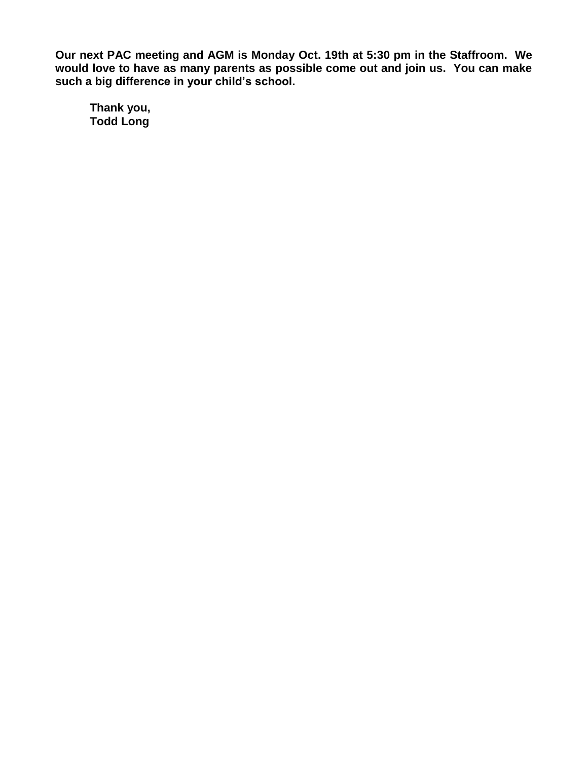**Our next PAC meeting and AGM is Monday Oct. 19th at 5:30 pm in the Staffroom. We would love to have as many parents as possible come out and join us. You can make such a big difference in your child's school.**

**Thank you,**
**Todd Long**